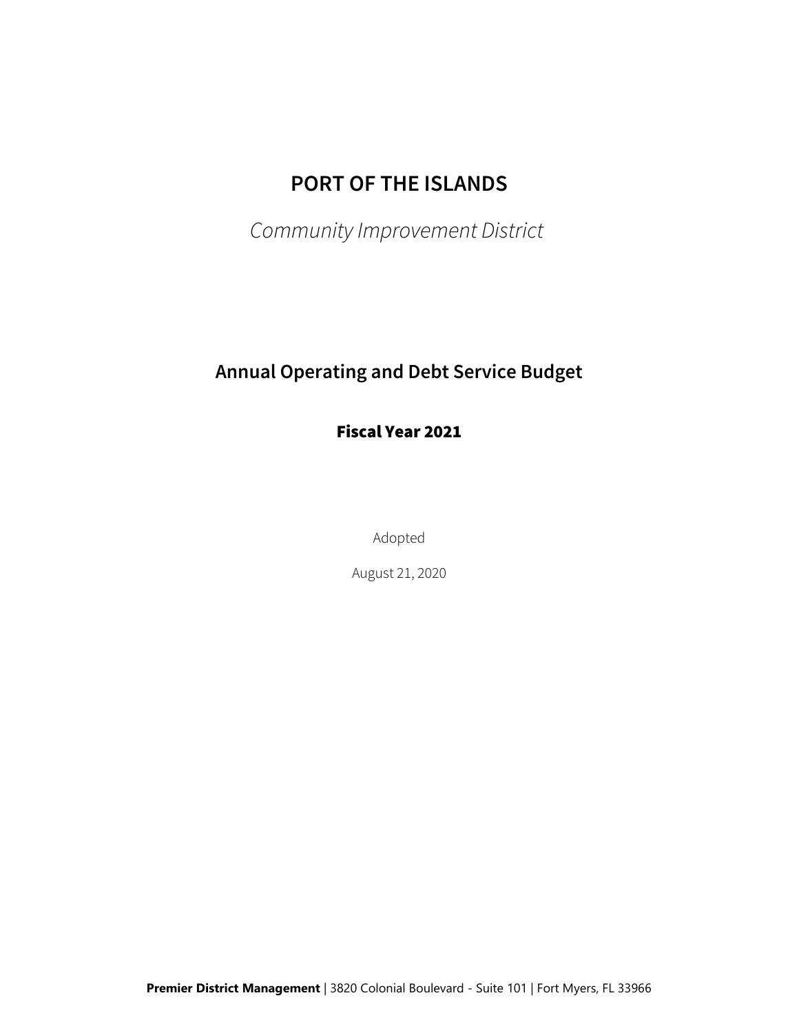# PORT OF THE ISLANDS

*Community Improvement District*

## Annual Operating and Debt Service Budget

### Fiscal Year 2021

Adopted

August 21, 2020

**Premier District Management** | 3820 Colonial Boulevard - Suite 101 | Fort Myers, FL 33966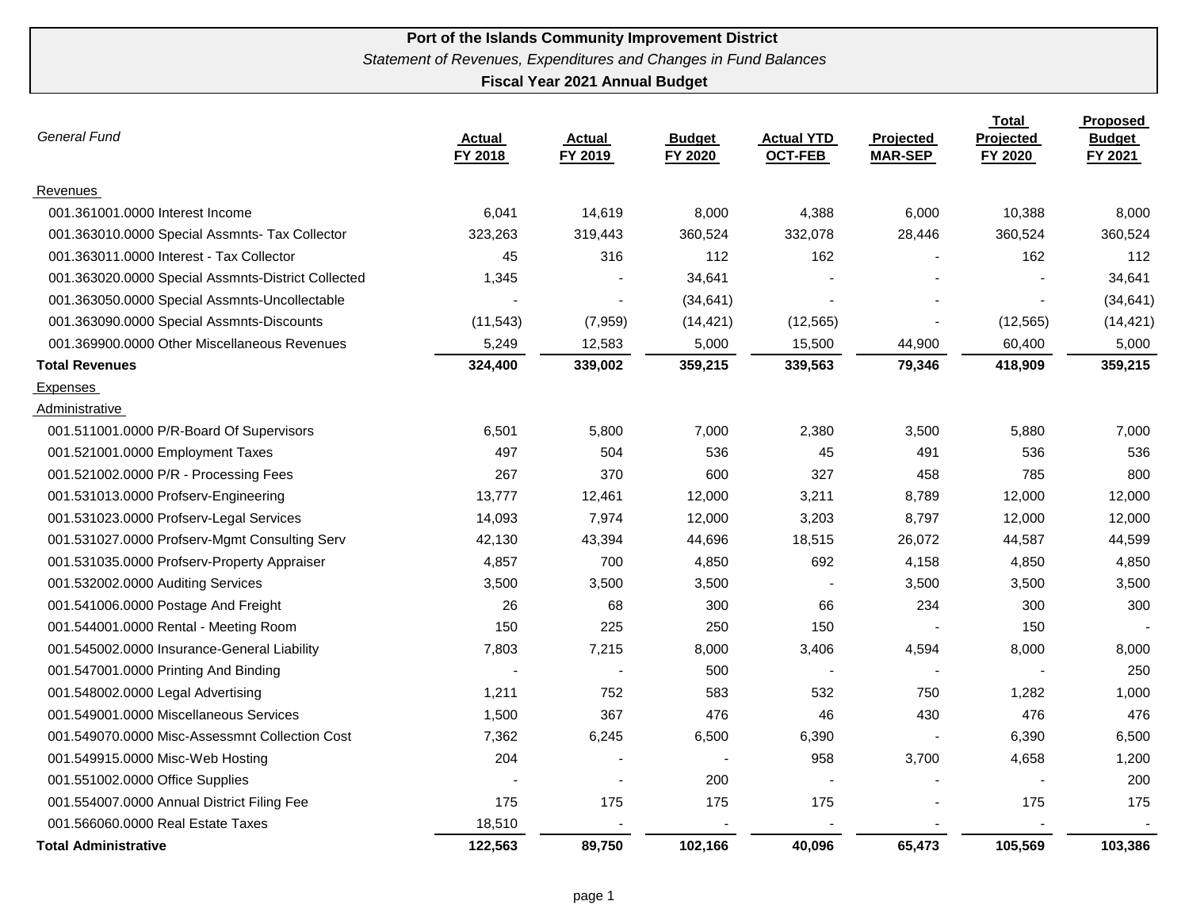# Port of the Islands Community Improvement District

*Statement of Revenues, Expenditures and Changes in Fund Balances*

**Fiscal Year 2021 Annual Budget**

| *General Fund* | Actual FY 2018 | Actual FY 2019 | Budget FY 2020 | Actual YTD OCT-FEB | Projected MAR-SEP | Total Projected FY 2020 | Proposed Budget FY 2021 |
|---|---|---|---|---|---|---|---|
| Revenues | | | | | | | |
| 001.361001.0000 Interest Income | 6,041 | 14,619 | 8,000 | 4,388 | 6,000 | 10,388 | 8,000 |
| 001.363010.0000 Special Assmnts- Tax Collector | 323,263 | 319,443 | 360,524 | 332,078 | 28,446 | 360,524 | 360,524 |
| 001.363011.0000 Interest - Tax Collector | 45 | 316 | 112 | 162 | - | 162 | 112 |
| 001.363020.0000 Special Assmnts-District Collected | 1,345 | - | 34,641 | - | - | - | 34,641 |
| 001.363050.0000 Special Assmnts-Uncollectable | - | - | (34,641) | - | - | - | (34,641) |
| 001.363090.0000 Special Assmnts-Discounts | (11,543) | (7,959) | (14,421) | (12,565) | - | (12,565) | (14,421) |
| 001.369900.0000 Other Miscellaneous Revenues | 5,249 | 12,583 | 5,000 | 15,500 | 44,900 | 60,400 | 5,000 |
| **Total Revenues** | **324,400** | **339,002** | **359,215** | **339,563** | **79,346** | **418,909** | **359,215** |
| Expenses | | | | | | | |
| Administrative | | | | | | | |
| 001.511001.0000 P/R-Board Of Supervisors | 6,501 | 5,800 | 7,000 | 2,380 | 3,500 | 5,880 | 7,000 |
| 001.521001.0000 Employment Taxes | 497 | 504 | 536 | 45 | 491 | 536 | 536 |
| 001.521002.0000 P/R - Processing Fees | 267 | 370 | 600 | 327 | 458 | 785 | 800 |
| 001.531013.0000 Profserv-Engineering | 13,777 | 12,461 | 12,000 | 3,211 | 8,789 | 12,000 | 12,000 |
| 001.531023.0000 Profserv-Legal Services | 14,093 | 7,974 | 12,000 | 3,203 | 8,797 | 12,000 | 12,000 |
| 001.531027.0000 Profserv-Mgmt Consulting Serv | 42,130 | 43,394 | 44,696 | 18,515 | 26,072 | 44,587 | 44,599 |
| 001.531035.0000 Profserv-Property Appraiser | 4,857 | 700 | 4,850 | 692 | 4,158 | 4,850 | 4,850 |
| 001.532002.0000 Auditing Services | 3,500 | 3,500 | 3,500 | - | 3,500 | 3,500 | 3,500 |
| 001.541006.0000 Postage And Freight | 26 | 68 | 300 | 66 | 234 | 300 | 300 |
| 001.544001.0000 Rental - Meeting Room | 150 | 225 | 250 | 150 | - | 150 | - |
| 001.545002.0000 Insurance-General Liability | 7,803 | 7,215 | 8,000 | 3,406 | 4,594 | 8,000 | 8,000 |
| 001.547001.0000 Printing And Binding | - | - | 500 | - | - | - | 250 |
| 001.548002.0000 Legal Advertising | 1,211 | 752 | 583 | 532 | 750 | 1,282 | 1,000 |
| 001.549001.0000 Miscellaneous Services | 1,500 | 367 | 476 | 46 | 430 | 476 | 476 |
| 001.549070.0000 Misc-Assessmnt Collection Cost | 7,362 | 6,245 | 6,500 | 6,390 | - | 6,390 | 6,500 |
| 001.549915.0000 Misc-Web Hosting | 204 | - | - | 958 | 3,700 | 4,658 | 1,200 |
| 001.551002.0000 Office Supplies | - | - | 200 | - | - | - | 200 |
| 001.554007.0000 Annual District Filing Fee | 175 | 175 | 175 | 175 | - | 175 | 175 |
| 001.566060.0000 Real Estate Taxes | 18,510 | - | - | - | - | - | - |
| **Total Administrative** | **122,563** | **89,750** | **102,166** | **40,096** | **65,473** | **105,569** | **103,386** |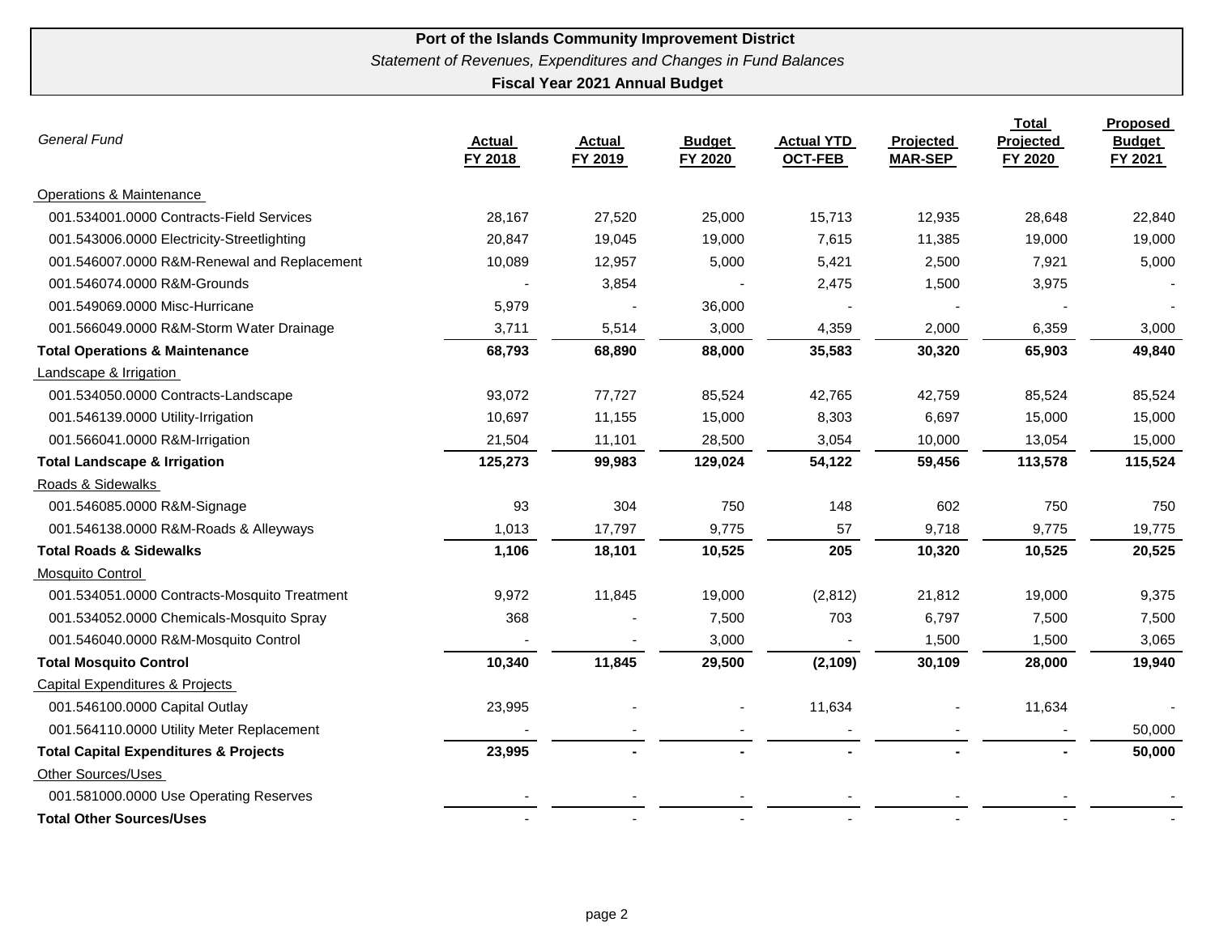# Port of the Islands Community Improvement District

*Statement of Revenues, Expenditures and Changes in Fund Balances*

**Fiscal Year 2021 Annual Budget**

| *General Fund* | Actual FY 2018 | Actual FY 2019 | Budget FY 2020 | Actual YTD OCT-FEB | Projected MAR-SEP | Total Projected FY 2020 | Proposed Budget FY 2021 |
|---|---|---|---|---|---|---|---|
| Operations & Maintenance | | | | | | | |
| 001.534001.0000 Contracts-Field Services | 28,167 | 27,520 | 25,000 | 15,713 | 12,935 | 28,648 | 22,840 |
| 001.543006.0000 Electricity-Streetlighting | 20,847 | 19,045 | 19,000 | 7,615 | 11,385 | 19,000 | 19,000 |
| 001.546007.0000 R&M-Renewal and Replacement | 10,089 | 12,957 | 5,000 | 5,421 | 2,500 | 7,921 | 5,000 |
| 001.546074.0000 R&M-Grounds | - | 3,854 | - | 2,475 | 1,500 | 3,975 | - |
| 001.549069.0000 Misc-Hurricane | 5,979 | - | 36,000 | - | - | - | - |
| 001.566049.0000 R&M-Storm Water Drainage | 3,711 | 5,514 | 3,000 | 4,359 | 2,000 | 6,359 | 3,000 |
| **Total Operations & Maintenance** | **68,793** | **68,890** | **88,000** | **35,583** | **30,320** | **65,903** | **49,840** |
| Landscape & Irrigation | | | | | | | |
| 001.534050.0000 Contracts-Landscape | 93,072 | 77,727 | 85,524 | 42,765 | 42,759 | 85,524 | 85,524 |
| 001.546139.0000 Utility-Irrigation | 10,697 | 11,155 | 15,000 | 8,303 | 6,697 | 15,000 | 15,000 |
| 001.566041.0000 R&M-Irrigation | 21,504 | 11,101 | 28,500 | 3,054 | 10,000 | 13,054 | 15,000 |
| **Total Landscape & Irrigation** | **125,273** | **99,983** | **129,024** | **54,122** | **59,456** | **113,578** | **115,524** |
| Roads & Sidewalks | | | | | | | |
| 001.546085.0000 R&M-Signage | 93 | 304 | 750 | 148 | 602 | 750 | 750 |
| 001.546138.0000 R&M-Roads & Alleyways | 1,013 | 17,797 | 9,775 | 57 | 9,718 | 9,775 | 19,775 |
| **Total Roads & Sidewalks** | **1,106** | **18,101** | **10,525** | **205** | **10,320** | **10,525** | **20,525** |
| Mosquito Control | | | | | | | |
| 001.534051.0000 Contracts-Mosquito Treatment | 9,972 | 11,845 | 19,000 | (2,812) | 21,812 | 19,000 | 9,375 |
| 001.534052.0000 Chemicals-Mosquito Spray | 368 | - | 7,500 | 703 | 6,797 | 7,500 | 7,500 |
| 001.546040.0000 R&M-Mosquito Control | - | - | 3,000 | - | 1,500 | 1,500 | 3,065 |
| **Total Mosquito Control** | **10,340** | **11,845** | **29,500** | **(2,109)** | **30,109** | **28,000** | **19,940** |
| Capital Expenditures & Projects | | | | | | | |
| 001.546100.0000 Capital Outlay | 23,995 | - | - | 11,634 | - | 11,634 | - |
| 001.564110.0000 Utility Meter Replacement | - | - | - | - | - | - | 50,000 |
| **Total Capital Expenditures & Projects** | **23,995** | **-** | **-** | **-** | **-** | **-** | **50,000** |
| Other Sources/Uses | | | | | | | |
| 001.581000.0000 Use Operating Reserves | - | - | - | - | - | - | - |
| **Total Other Sources/Uses** | - | - | - | - | - | - | - |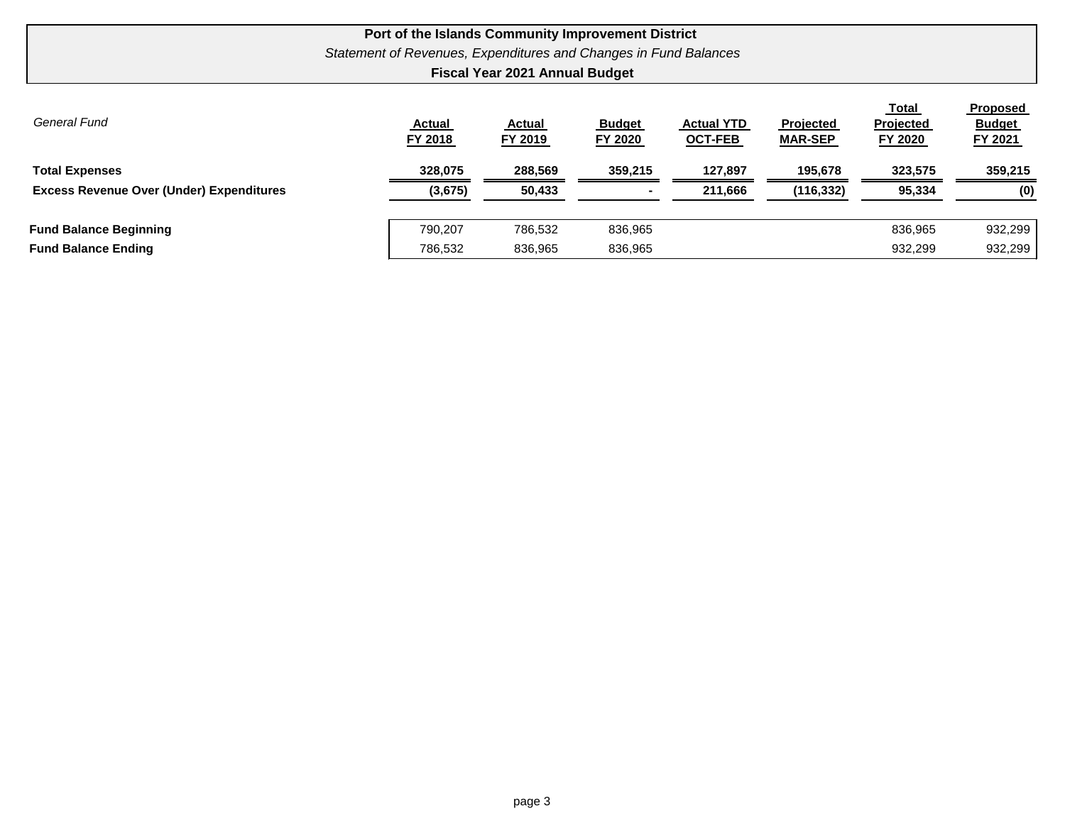**Port of the Islands Community Improvement District**

*Statement of Revenues, Expenditures and Changes in Fund Balances*

**Fiscal Year 2021 Annual Budget**

| *General Fund* | Actual FY 2018 | Actual FY 2019 | Budget FY 2020 | Actual YTD OCT-FEB | Projected MAR-SEP | Total Projected FY 2020 | Proposed Budget FY 2021 |
|---|---|---|---|---|---|---|---|
| **Total Expenses** | **328,075** | **288,569** | **359,215** | **127,897** | **195,678** | **323,575** | **359,215** |
| **Excess Revenue Over (Under) Expenditures** | **(3,675)** | **50,433** | **-** | **211,666** | **(116,332)** | **95,334** | **(0)** |
| | | | | | | | |
| **Fund Balance Beginning** | 790,207 | 786,532 | 836,965 | | | 836,965 | 932,299 |
| **Fund Balance Ending** | 786,532 | 836,965 | 836,965 | | | 932,299 | 932,299 |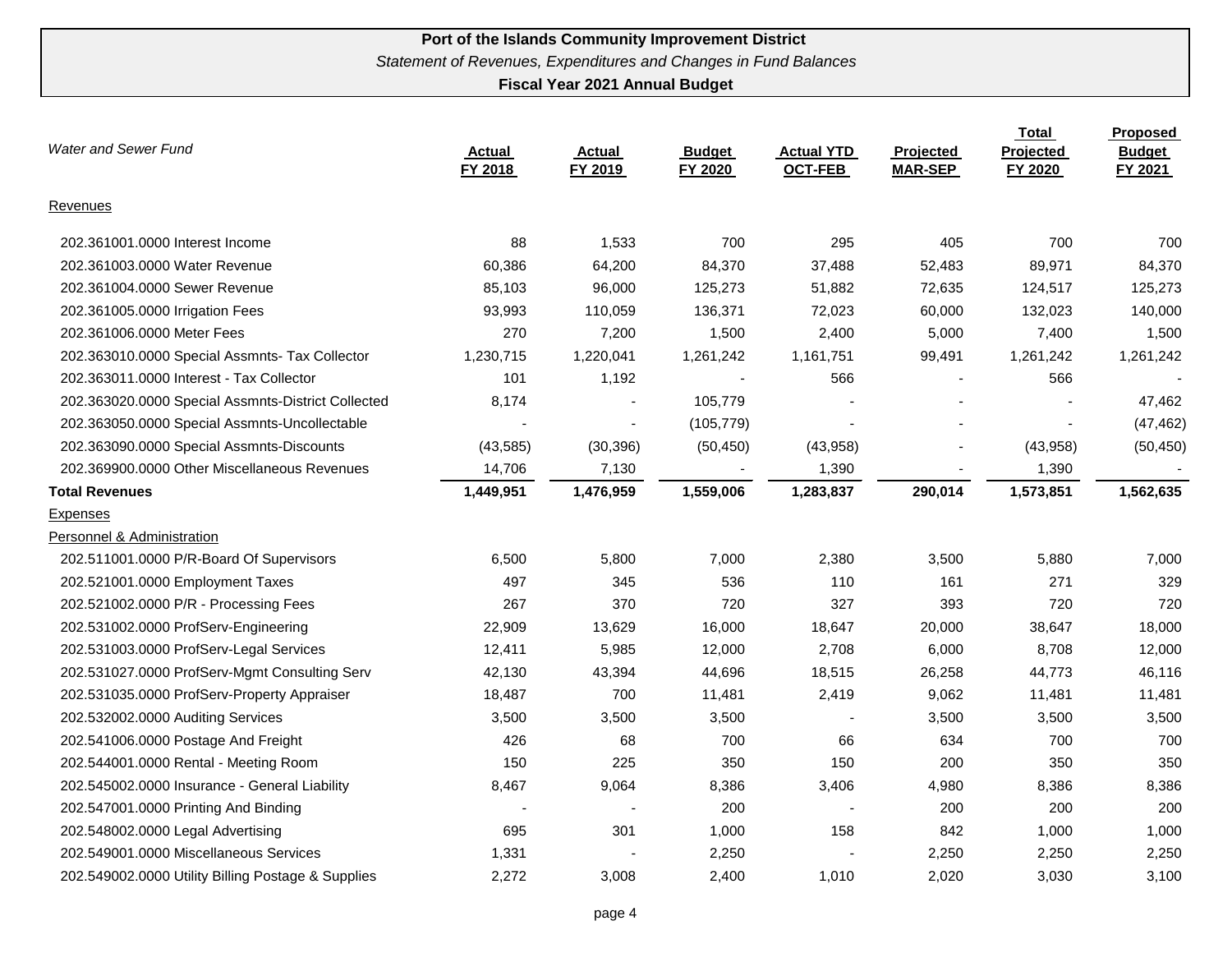**Port of the Islands Community Improvement District**

*Statement of Revenues, Expenditures and Changes in Fund Balances*

**Fiscal Year 2021 Annual Budget**

| *Water and Sewer Fund* | Actual FY 2018 | Actual FY 2019 | Budget FY 2020 | Actual YTD OCT-FEB | Projected MAR-SEP | Total Projected FY 2020 | Proposed Budget FY 2021 |
|---|---|---|---|---|---|---|---|
| Revenues | | | | | | | |
| 202.361001.0000 Interest Income | 88 | 1,533 | 700 | 295 | 405 | 700 | 700 |
| 202.361003.0000 Water Revenue | 60,386 | 64,200 | 84,370 | 37,488 | 52,483 | 89,971 | 84,370 |
| 202.361004.0000 Sewer Revenue | 85,103 | 96,000 | 125,273 | 51,882 | 72,635 | 124,517 | 125,273 |
| 202.361005.0000 Irrigation Fees | 93,993 | 110,059 | 136,371 | 72,023 | 60,000 | 132,023 | 140,000 |
| 202.361006.0000 Meter Fees | 270 | 7,200 | 1,500 | 2,400 | 5,000 | 7,400 | 1,500 |
| 202.363010.0000 Special Assmnts- Tax Collector | 1,230,715 | 1,220,041 | 1,261,242 | 1,161,751 | 99,491 | 1,261,242 | 1,261,242 |
| 202.363011.0000 Interest - Tax Collector | 101 | 1,192 | - | 566 | - | 566 | - |
| 202.363020.0000 Special Assmnts-District Collected | 8,174 | - | 105,779 | - | - | - | 47,462 |
| 202.363050.0000 Special Assmnts-Uncollectable | - | - | (105,779) | - | - | - | (47,462) |
| 202.363090.0000 Special Assmnts-Discounts | (43,585) | (30,396) | (50,450) | (43,958) | - | (43,958) | (50,450) |
| 202.369900.0000 Other Miscellaneous Revenues | 14,706 | 7,130 | - | 1,390 | - | 1,390 | - |
| **Total Revenues** | **1,449,951** | **1,476,959** | **1,559,006** | **1,283,837** | **290,014** | **1,573,851** | **1,562,635** |
| Expenses | | | | | | | |
| Personnel & Administration | | | | | | | |
| 202.511001.0000 P/R-Board Of Supervisors | 6,500 | 5,800 | 7,000 | 2,380 | 3,500 | 5,880 | 7,000 |
| 202.521001.0000 Employment Taxes | 497 | 345 | 536 | 110 | 161 | 271 | 329 |
| 202.521002.0000 P/R - Processing Fees | 267 | 370 | 720 | 327 | 393 | 720 | 720 |
| 202.531002.0000 ProfServ-Engineering | 22,909 | 13,629 | 16,000 | 18,647 | 20,000 | 38,647 | 18,000 |
| 202.531003.0000 ProfServ-Legal Services | 12,411 | 5,985 | 12,000 | 2,708 | 6,000 | 8,708 | 12,000 |
| 202.531027.0000 ProfServ-Mgmt Consulting Serv | 42,130 | 43,394 | 44,696 | 18,515 | 26,258 | 44,773 | 46,116 |
| 202.531035.0000 ProfServ-Property Appraiser | 18,487 | 700 | 11,481 | 2,419 | 9,062 | 11,481 | 11,481 |
| 202.532002.0000 Auditing Services | 3,500 | 3,500 | 3,500 | - | 3,500 | 3,500 | 3,500 |
| 202.541006.0000 Postage And Freight | 426 | 68 | 700 | 66 | 634 | 700 | 700 |
| 202.544001.0000 Rental - Meeting Room | 150 | 225 | 350 | 150 | 200 | 350 | 350 |
| 202.545002.0000 Insurance - General Liability | 8,467 | 9,064 | 8,386 | 3,406 | 4,980 | 8,386 | 8,386 |
| 202.547001.0000 Printing And Binding | - | - | 200 | - | 200 | 200 | 200 |
| 202.548002.0000 Legal Advertising | 695 | 301 | 1,000 | 158 | 842 | 1,000 | 1,000 |
| 202.549001.0000 Miscellaneous Services | 1,331 | - | 2,250 | - | 2,250 | 2,250 | 2,250 |
| 202.549002.0000 Utility Billing Postage & Supplies | 2,272 | 3,008 | 2,400 | 1,010 | 2,020 | 3,030 | 3,100 |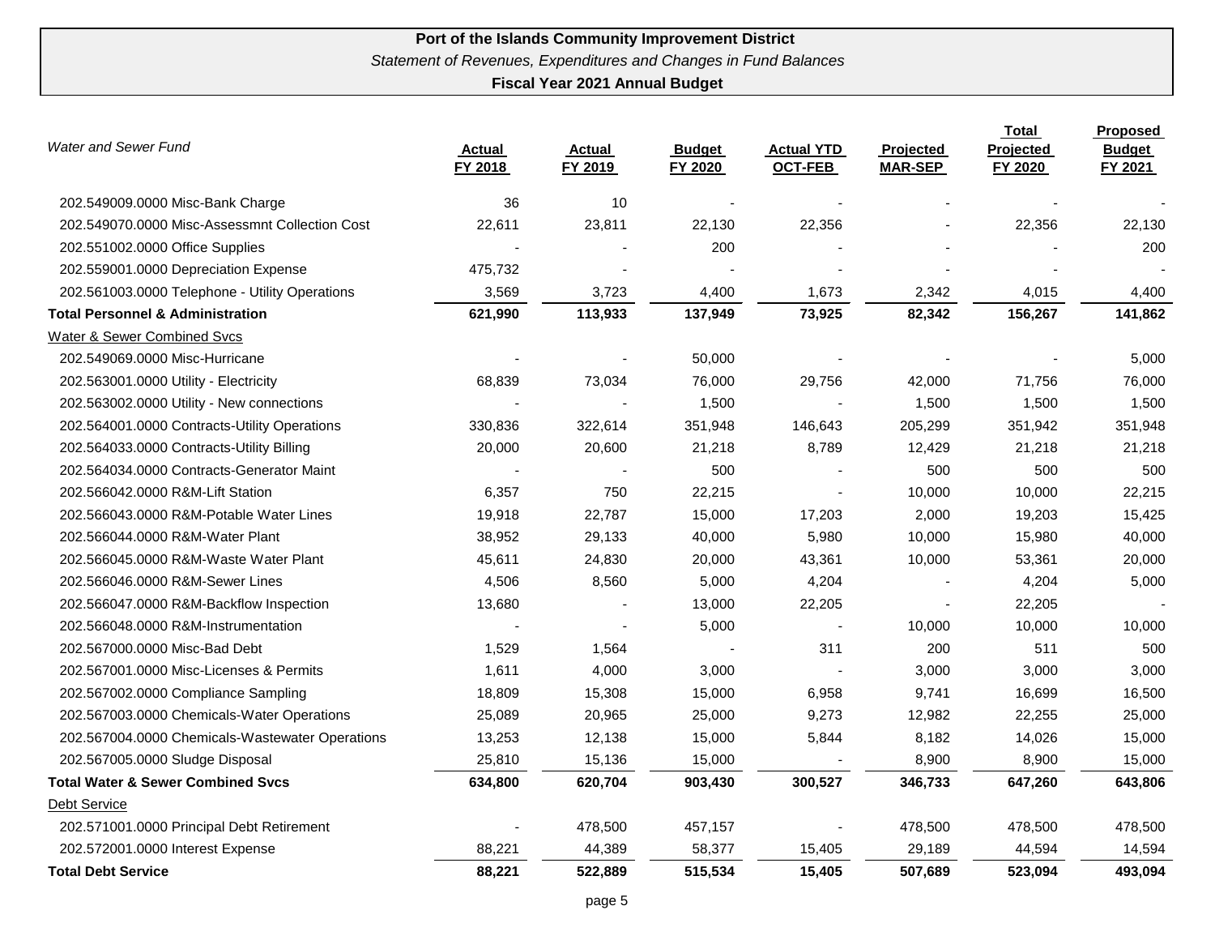**Port of the Islands Community Improvement District**

*Statement of Revenues, Expenditures and Changes in Fund Balances*

**Fiscal Year 2021 Annual Budget**

| *Water and Sewer Fund* | Actual FY 2018 | Actual FY 2019 | Budget FY 2020 | Actual YTD OCT-FEB | Projected MAR-SEP | Total Projected FY 2020 | Proposed Budget FY 2021 |
|---|---|---|---|---|---|---|---|
| 202.549009.0000 Misc-Bank Charge | 36 | 10 | - | - | - | - | - |
| 202.549070.0000 Misc-Assessmnt Collection Cost | 22,611 | 23,811 | 22,130 | 22,356 | - | 22,356 | 22,130 |
| 202.551002.0000 Office Supplies | - | - | 200 | - | - | - | 200 |
| 202.559001.0000 Depreciation Expense | 475,732 | - | - | - | - | - | - |
| 202.561003.0000 Telephone - Utility Operations | 3,569 | 3,723 | 4,400 | 1,673 | 2,342 | 4,015 | 4,400 |
| **Total Personnel & Administration** | **621,990** | **113,933** | **137,949** | **73,925** | **82,342** | **156,267** | **141,862** |
| Water & Sewer Combined Svcs | | | | | | | |
| 202.549069.0000 Misc-Hurricane | - | - | 50,000 | - | - | - | 5,000 |
| 202.563001.0000 Utility - Electricity | 68,839 | 73,034 | 76,000 | 29,756 | 42,000 | 71,756 | 76,000 |
| 202.563002.0000 Utility - New connections | - | - | 1,500 | - | 1,500 | 1,500 | 1,500 |
| 202.564001.0000 Contracts-Utility Operations | 330,836 | 322,614 | 351,948 | 146,643 | 205,299 | 351,942 | 351,948 |
| 202.564033.0000 Contracts-Utility Billing | 20,000 | 20,600 | 21,218 | 8,789 | 12,429 | 21,218 | 21,218 |
| 202.564034.0000 Contracts-Generator Maint | - | - | 500 | - | 500 | 500 | 500 |
| 202.566042.0000 R&M-Lift Station | 6,357 | 750 | 22,215 | - | 10,000 | 10,000 | 22,215 |
| 202.566043.0000 R&M-Potable Water Lines | 19,918 | 22,787 | 15,000 | 17,203 | 2,000 | 19,203 | 15,425 |
| 202.566044.0000 R&M-Water Plant | 38,952 | 29,133 | 40,000 | 5,980 | 10,000 | 15,980 | 40,000 |
| 202.566045.0000 R&M-Waste Water Plant | 45,611 | 24,830 | 20,000 | 43,361 | 10,000 | 53,361 | 20,000 |
| 202.566046.0000 R&M-Sewer Lines | 4,506 | 8,560 | 5,000 | 4,204 | - | 4,204 | 5,000 |
| 202.566047.0000 R&M-Backflow Inspection | 13,680 | - | 13,000 | 22,205 | - | 22,205 | - |
| 202.566048.0000 R&M-Instrumentation | - | - | 5,000 | - | 10,000 | 10,000 | 10,000 |
| 202.567000.0000 Misc-Bad Debt | 1,529 | 1,564 | - | 311 | 200 | 511 | 500 |
| 202.567001.0000 Misc-Licenses & Permits | 1,611 | 4,000 | 3,000 | - | 3,000 | 3,000 | 3,000 |
| 202.567002.0000 Compliance Sampling | 18,809 | 15,308 | 15,000 | 6,958 | 9,741 | 16,699 | 16,500 |
| 202.567003.0000 Chemicals-Water Operations | 25,089 | 20,965 | 25,000 | 9,273 | 12,982 | 22,255 | 25,000 |
| 202.567004.0000 Chemicals-Wastewater Operations | 13,253 | 12,138 | 15,000 | 5,844 | 8,182 | 14,026 | 15,000 |
| 202.567005.0000 Sludge Disposal | 25,810 | 15,136 | 15,000 | - | 8,900 | 8,900 | 15,000 |
| **Total Water & Sewer Combined Svcs** | **634,800** | **620,704** | **903,430** | **300,527** | **346,733** | **647,260** | **643,806** |
| Debt Service | | | | | | | |
| 202.571001.0000 Principal Debt Retirement | - | 478,500 | 457,157 | - | 478,500 | 478,500 | 478,500 |
| 202.572001.0000 Interest Expense | 88,221 | 44,389 | 58,377 | 15,405 | 29,189 | 44,594 | 14,594 |
| **Total Debt Service** | **88,221** | **522,889** | **515,534** | **15,405** | **507,689** | **523,094** | **493,094** |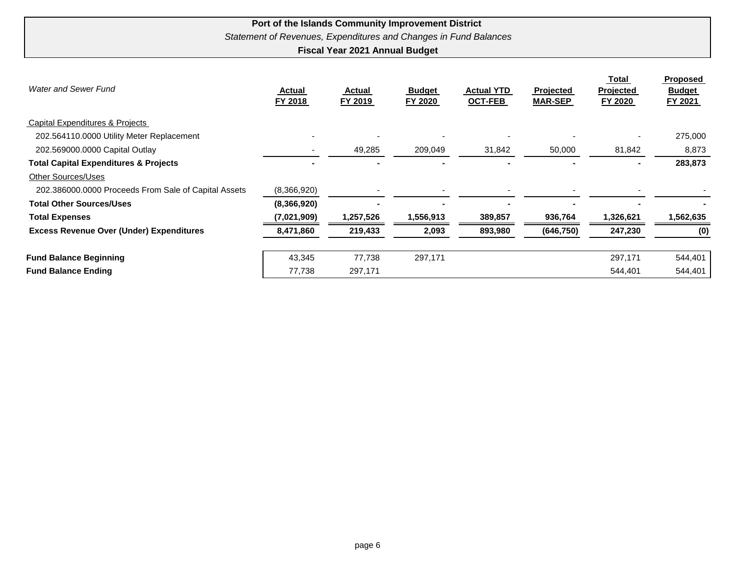**Port of the Islands Community Improvement District**

*Statement of Revenues, Expenditures and Changes in Fund Balances*

**Fiscal Year 2021 Annual Budget**

| *Water and Sewer Fund* | Actual FY 2018 | Actual FY 2019 | Budget FY 2020 | Actual YTD OCT-FEB | Projected MAR-SEP | Total Projected FY 2020 | Proposed Budget FY 2021 |
|---|---|---|---|---|---|---|---|
| Capital Expenditures & Projects | | | | | | | |
| 202.564110.0000 Utility Meter Replacement | - | - | - | - | - | - | 275,000 |
| 202.569000.0000 Capital Outlay | - | 49,285 | 209,049 | 31,842 | 50,000 | 81,842 | 8,873 |
| **Total Capital Expenditures & Projects** | **-** | **-** | **-** | **-** | **-** | **-** | **283,873** |
| Other Sources/Uses | | | | | | | |
| 202.386000.0000 Proceeds From Sale of Capital Assets | (8,366,920) | - | - | - | - | - | - |
| **Total Other Sources/Uses** | **(8,366,920)** | **-** | **-** | **-** | **-** | **-** | **-** |
| **Total Expenses** | **(7,021,909)** | **1,257,526** | **1,556,913** | **389,857** | **936,764** | **1,326,621** | **1,562,635** |
| **Excess Revenue Over (Under) Expenditures** | **8,471,860** | **219,433** | **2,093** | **893,980** | **(646,750)** | **247,230** | **(0)** |
| | | | | | | | |
| **Fund Balance Beginning** | 43,345 | 77,738 | 297,171 | | | 297,171 | 544,401 |
| **Fund Balance Ending** | 77,738 | 297,171 | | | | 544,401 | 544,401 |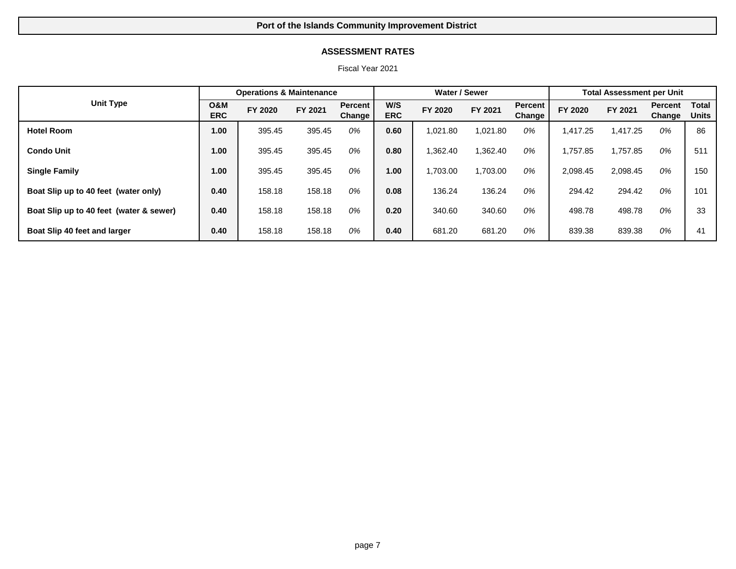# Port of the Islands Community Improvement District

## ASSESSMENT RATES

Fiscal Year 2021

| Unit Type | Operations & Maintenance | | | | Water / Sewer | | | | Total Assessment per Unit | | | |
|---|---|---|---|---|---|---|---|---|---|---|---|---|
| | O&M ERC | FY 2020 | FY 2021 | Percent Change | W/S ERC | FY 2020 | FY 2021 | Percent Change | FY 2020 | FY 2021 | Percent Change | Total Units |
| **Hotel Room** | **1.00** | 395.45 | 395.45 | *0%* | **0.60** | 1,021.80 | 1,021.80 | *0%* | 1,417.25 | 1,417.25 | *0%* | 86 |
| **Condo Unit** | **1.00** | 395.45 | 395.45 | *0%* | **0.80** | 1,362.40 | 1,362.40 | *0%* | 1,757.85 | 1,757.85 | *0%* | 511 |
| **Single Family** | **1.00** | 395.45 | 395.45 | *0%* | **1.00** | 1,703.00 | 1,703.00 | *0%* | 2,098.45 | 2,098.45 | *0%* | 150 |
| **Boat Slip up to 40 feet (water only)** | **0.40** | 158.18 | 158.18 | *0%* | **0.08** | 136.24 | 136.24 | *0%* | 294.42 | 294.42 | *0%* | 101 |
| **Boat Slip up to 40 feet (water & sewer)** | **0.40** | 158.18 | 158.18 | *0%* | **0.20** | 340.60 | 340.60 | *0%* | 498.78 | 498.78 | *0%* | 33 |
| **Boat Slip 40 feet and larger** | **0.40** | 158.18 | 158.18 | *0%* | **0.40** | 681.20 | 681.20 | *0%* | 839.38 | 839.38 | *0%* | 41 |